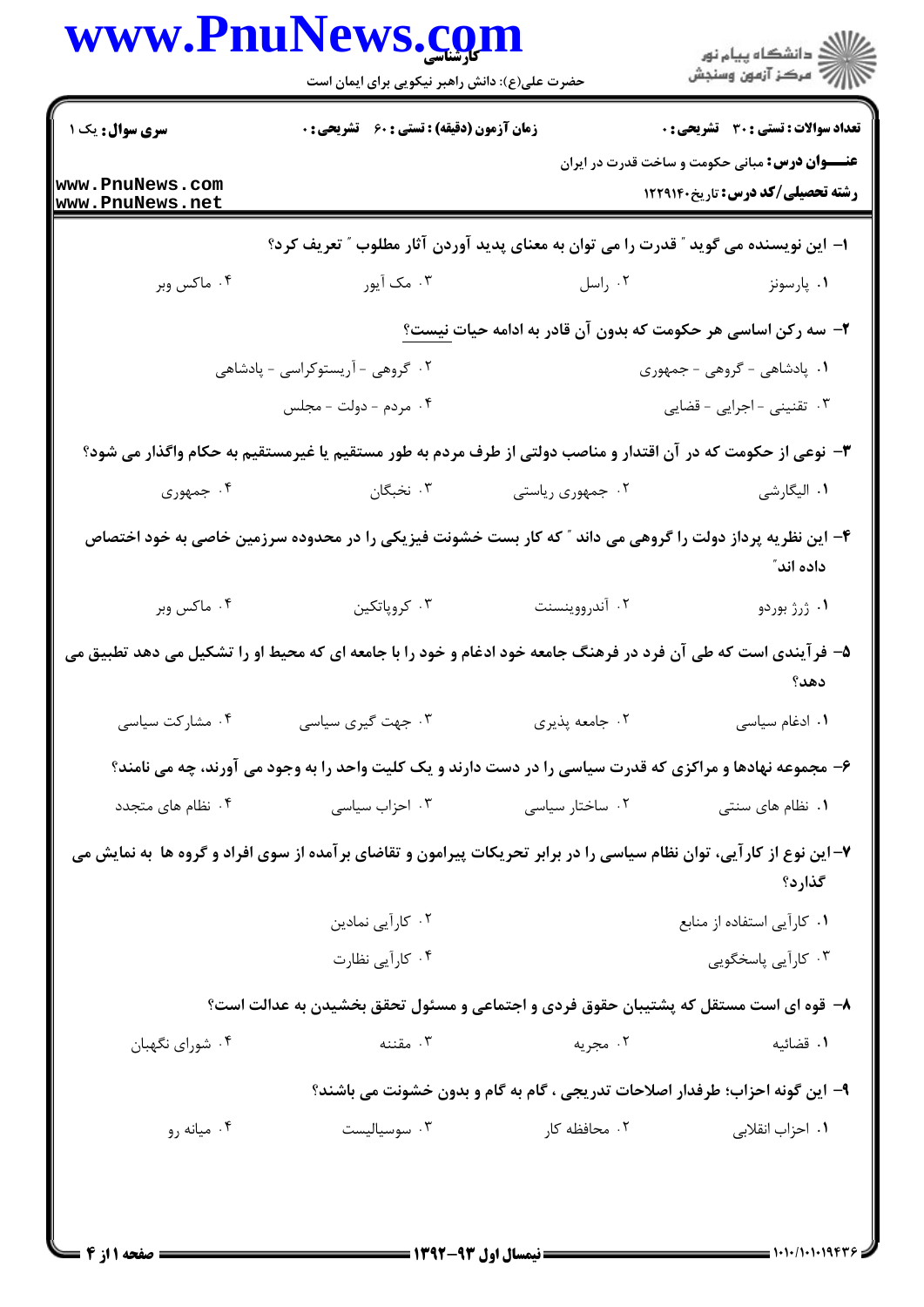تعداد سوالات : تستی : ۳۰ تشریحی : ۰ | زمان آزمون (دقیقه) : تستی : ۶۰ تشریحی : ۰ | سری سوال : یک ۱

**عنـــوان درس:** مبانی حکومت و ساخت قدرت در ایران

**رشته تحصیلی/کد درس:** تاریخ۱۲۲۹۱۴۰

۱- این نویسنده می گوید " قدرت را می توان به معنای پدید آوردن آثار مطلوب " تعریف کرد؟

۱. پارسونز  ۲. راسل  ۳. مک آیور  ۴. ماکس وبر

۲- سه رکن اساسی هر حکومت که بدون آن قادر به ادامه حیات نیست؟

۱. پادشاهی - گروهی - جمهوری  ۲. گروهی - آریستوکراسی - پادشاهی  ۳. تقنینی - اجرایی - قضایی  ۴. مردم - دولت - مجلس

۳- نوعی از حکومت که در آن اقتدار و مناصب دولتی از طرف مردم به طور مستقیم یا غیرمستقیم به حکام واگذار می شود؟

۱. الیگارشی  ۲. جمهوری ریاستی  ۳. نخبگان  ۴. جمهوری

۴- این نظریه پرداز دولت را گروهی می داند " که کار بست خشونت فیزیکی را در محدوده سرزمین خاصی به خود اختصاص داده اند"

۱. ژرژ بوردو  ۲. آندروینسنت  ۳. کروپاتکین  ۴. ماکس وبر

۵- فرآیندی است که طی آن فرد در فرهنگ جامعه خود ادغام و خود را با جامعه ای که محیط او را تشکیل می دهد تطبیق می دهد؟

۱. ادغام سیاسی  ۲. جامعه پذیری  ۳. جهت گیری سیاسی  ۴. مشارکت سیاسی

۶- مجموعه نهادها و مراکزی که قدرت سیاسی را در دست دارند و یک کلیت واحد را به وجود می آورند، چه می نامند؟

۱. نظام های سنتی  ۲. ساختار سیاسی  ۳. احزاب سیاسی  ۴. نظام های متجدد

۷- این نوع از کارآیی، توان نظام سیاسی را در برابر تحریکات پیرامون و تقاضای برآمده از سوی افراد و گروه ها به نمایش می گذارد؟

۱. کارآیی استفاده از منابع  ۲. کارآیی نمادین  ۳. کارآیی پاسخگویی  ۴. کارآیی نظارت

۸- قوه ای است مستقل که پشتیبان حقوق فردی و اجتماعی و مسئول تحقق بخشیدن به عدالت است؟

۱. قضائیه  ۲. مجریه  ۳. مقننه  ۴. شورای نگهبان

۹- این گونه احزاب؛ طرفدار اصلاحات تدریجی ، گام به گام و بدون خشونت می باشند؟

۱. احزاب انقلابی  ۲. محافظه کار  ۳. سوسیالیست  ۴. میانه رو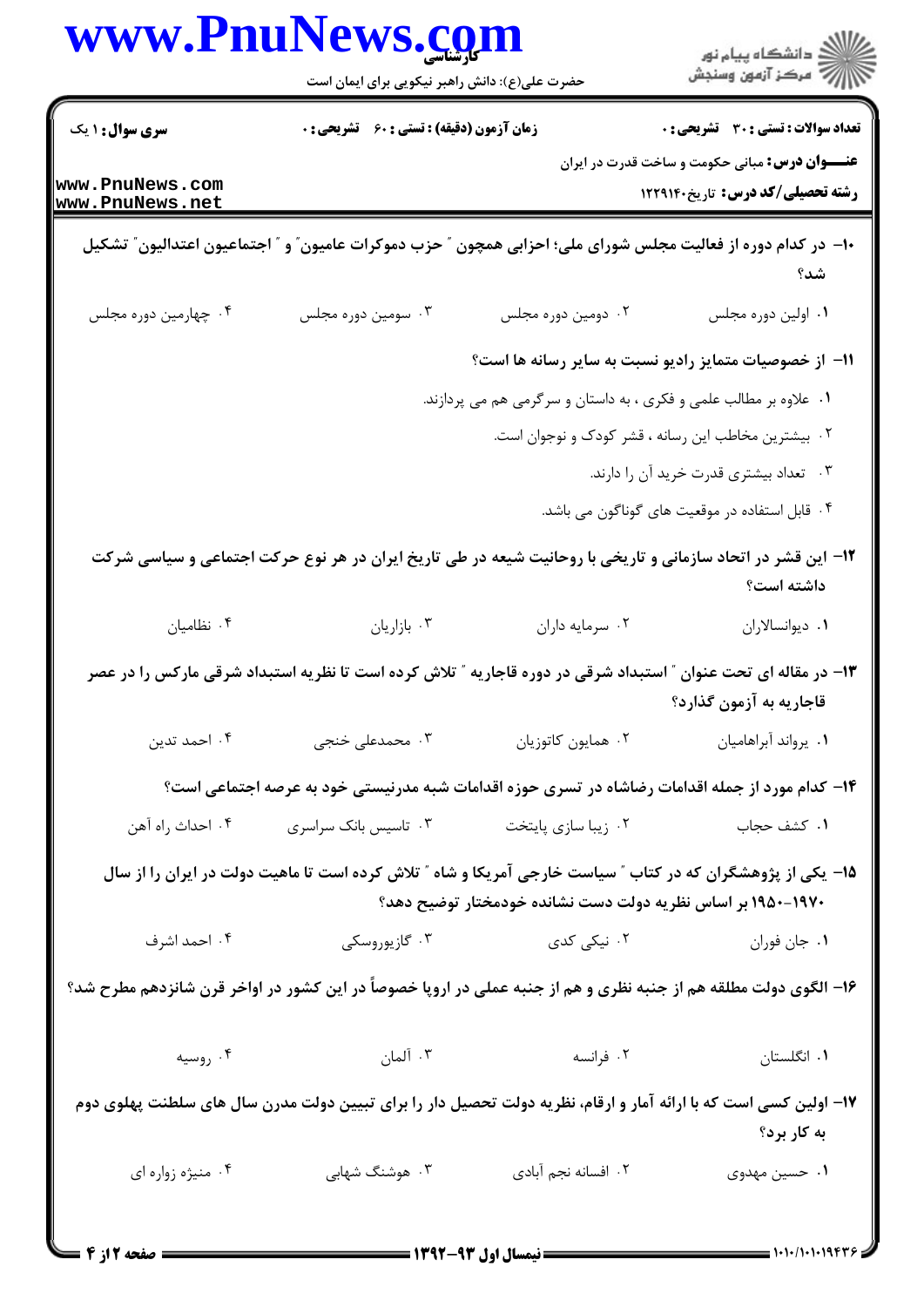۱۰- در کدام دوره از فعالیت مجلس شورای ملی؛ احزابی همچون " حزب دموکرات عامیون" و " اجتماعیون اعتدالیون" تشکیل شد؟

۱. اولین دوره مجلس
۲. دومین دوره مجلس
۳. سومین دوره مجلس
۴. چهارمین دوره مجلس

۱۱- از خصوصیات متمایز رادیو نسبت به سایر رسانه ها است؟

۱. علاوه بر مطالب علمی و فکری ، به داستان و سرگرمی هم می پردازند.
۲. بیشترین مخاطب این رسانه ، قشر کودک و نوجوان است.
۳. تعداد بیشتری قدرت خرید آن را دارند.
۴. قابل استفاده در موقعیت های گوناگون می باشد.

۱۲- این قشر در اتحاد سازمانی و تاریخی با روحانیت شیعه در طی تاریخ ایران در هر نوع حرکت اجتماعی و سیاسی شرکت داشته است؟

۱. دیوانسالاران
۲. سرمایه داران
۳. بازاریان
۴. نظامیان

۱۳- در مقاله ای تحت عنوان " استبداد شرقی در دوره قاجاریه " تلاش کرده است تا نظریه استبداد شرقی مارکس را در عصر قاجاریه به آزمون گذارد؟

۱. یرواند آبراهامیان
۲. همایون کاتوزیان
۳. محمدعلی خنجی
۴. احمد تدین

۱۴- کدام مورد از جمله اقدامات رضاشاه در تسری حوزه اقدامات شبه مدرنیستی خود به عرصه اجتماعی است؟

۱. کشف حجاب
۲. زیبا سازی پایتخت
۳. تاسیس بانک سراسری
۴. احداث راه آهن

۱۵- یکی از پژوهشگران که در کتاب " سیاست خارجی آمریکا و شاه " تلاش کرده است تا ماهیت دولت در ایران را از سال ۱۹۷۰-۱۹۵۰ بر اساس نظریه دولت دست نشانده خودمختار توضیح دهد؟

۱. جان فوران
۲. نیکی کدی
۳. گازیوروسکی
۴. احمد اشرف

۱۶- الگوی دولت مطلقه هم از جنبه نظری و هم از جنبه عملی در اروپا خصوصاً در این کشور در اواخر قرن شانزدهم مطرح شد؟

۱. انگلستان
۲. فرانسه
۳. آلمان
۴. روسیه

۱۷- اولین کسی است که با ارائه آمار و ارقام، نظریه دولت تحصیل دار را برای تبیین دولت مدرن سال های سلطنت پهلوی دوم به کار برد؟

۱. حسین مهدوی
۲. افسانه نجم آبادی
۳. هوشنگ شهابی
۴. منیژه زواره ای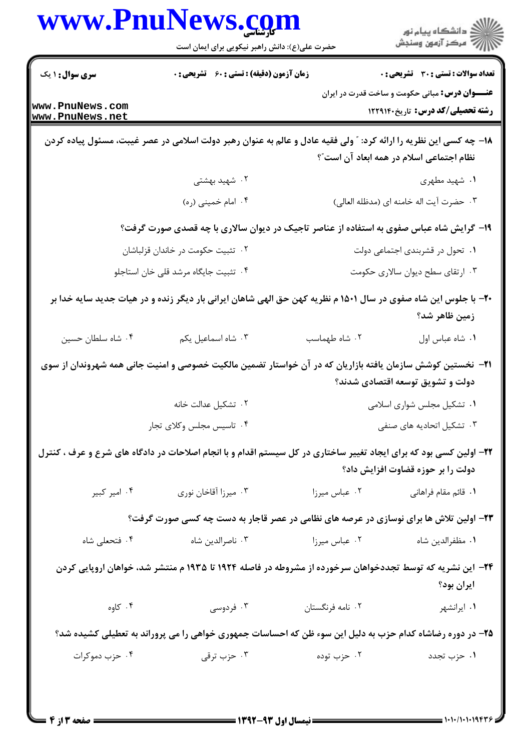۱۸- چه کسی این نظریه را ارائه کرد: " ولی فقیه عادل و عالم به عنوان رهبر دولت اسلامی در عصر غیبت، مسئول پیاده کردن نظام اجتماعی اسلام در همه ابعاد آن است"؟

۱. شهید مطهری
۲. شهید بهشتی
۳. حضرت آیت اله خامنه ای (مدظله العالی)
۴. امام خمینی (ره)

۱۹- گرایش شاه عباس صفوی به استفاده از عناصر تاجیک در دیوان سالاری با چه قصدی صورت گرفت؟

۱. تحول در قشربندی اجتماعی دولت
۲. تثبیت حکومت در خاندان قزلباشان
۳. ارتقای سطح دیوان سالاری حکومت
۴. تثبیت جایگاه مرشد قلی خان استاجلو

۲۰- با جلوس این شاه صفوی در سال ۱۵۰۱ م نظریه کهن حق الهی شاهان ایرانی بار دیگر زنده و در هیات جدید سایه خدا بر زمین ظاهر شد؟

۱. شاه عباس اول
۲. شاه طهماسب
۳. شاه اسماعیل یکم
۴. شاه سلطان حسین

۲۱- نخستین کوشش سازمان یافته بازاریان که در آن خواستار تضمین مالکیت خصوصی و امنیت جانی همه شهروندان از سوی دولت و تشویق توسعه اقتصادی شدند؟

۱. تشکیل مجلس شوارى اسلامی
۲. تشکیل عدالت خانه
۳. تشکیل اتحادیه های صنفی
۴. تاسیس مجلس وکلای تجار

۲۲- اولین کسی بود که برای ایجاد تغییر ساختاری در کل سیستم اقدام و با انجام اصلاحات در دادگاه های شرع و عرف ، کنترل دولت را بر حوزه قضاوت افزایش داد؟

۱. قائم مقام فراهانی
۲. عباس میرزا
۳. میرزا آقاخان نوری
۴. امیر کبیر

۲۳- اولین تلاش ها برای نوسازی در عرصه های نظامی در عصر قاجار به دست چه کسی صورت گرفت؟

۱. مظفرالدین شاه
۲. عباس میرزا
۳. ناصرالدین شاه
۴. فتحعلی شاه

۲۴- این نشریه که توسط تجددخواهان سرخورده از مشروطه در فاصله ۱۹۲۴ تا ۱۹۳۵ م منتشر شد، خواهان اروپایی کردن ایران بود؟

۱. ایرانشهر
۲. نامه فرنگستان
۳. فردوسی
۴. کاوه

۲۵- در دوره رضاشاه کدام حزب به دلیل این سوء ظن که احساسات جمهوری خواهی را می پروراند به تعطیلی کشیده شد؟

۱. حزب تجدد
۲. حزب توده
۳. حزب ترقی
۴. حزب دموکرات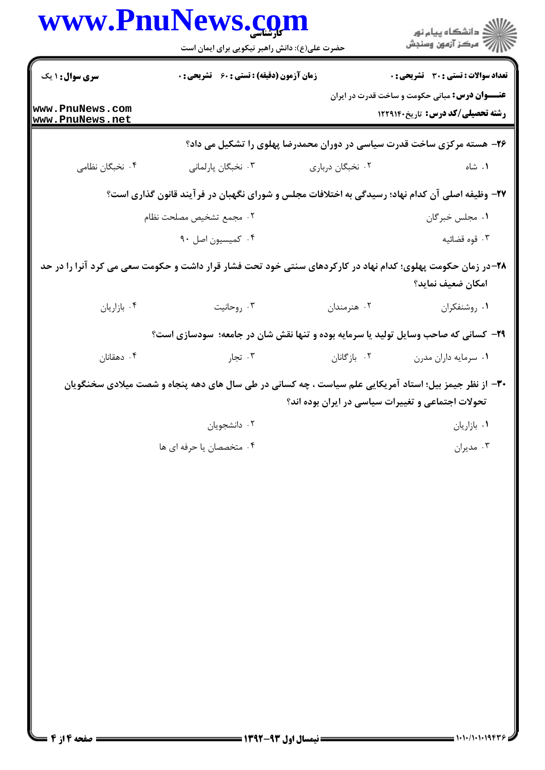**سری سوال:** ۱ یک | **زمان آزمون (دقیقه) : تستی :** ۶۰ **تشریحی :** ۰ | **تعداد سوالات : تستی :** ۳۰ **تشریحی :** ۰

**عنـــوان درس:** مبانی حکومت و ساخت قدرت در ایران

**رشته تحصیلی/کد درس:** تاریخ۱۲۲۹۱۴۰

**۲۶- هسته مرکزی ساخت قدرت سیاسی در دوران محمدرضا پهلوی را تشکیل می داد؟**

۱. شاه
۲. نخبگان درباری
۳. نخبگان پارلمانی
۴. نخبگان نظامی

**۲۷- وظیفه اصلی آن کدام نهاد؛ رسیدگی به اختلافات مجلس و شورای نگهبان در فرآیند قانون گذاری است؟**

۱. مجلس خبرگان
۲. مجمع تشخیص مصلحت نظام
۳. قوه قضائیه
۴. کمیسیون اصل ۹۰

**۲۸-در زمان حکومت پهلوی؛ کدام نهاد در کارکردهای سنتی خود تحت فشار قرار داشت و حکومت سعی می کرد آنرا را در حد امکان ضعیف نماید؟**

۱. روشنفکران
۲. هنرمندان
۳. روحانیت
۴. بازاریان

**۲۹- کسانی که صاحب وسایل تولید یا سرمایه بوده و تنها نقش شان در جامعه؛ سودسازی است؟**

۱. سرمایه داران مدرن
۲. بازگانان
۳. تجار
۴. دهقانان

**۳۰- از نظر جیمز بیل؛ استاد آمریکایی علم سیاست ، چه کسانی در طی سال های دهه پنجاه و شصت میلادی سخنگویان تحولات اجتماعی و تغییرات سیاسی در ایران بوده اند؟**

۱. بازاریان
۲. دانشجویان
۳. مدیران
۴. متخصصان یا حرفه ای ها